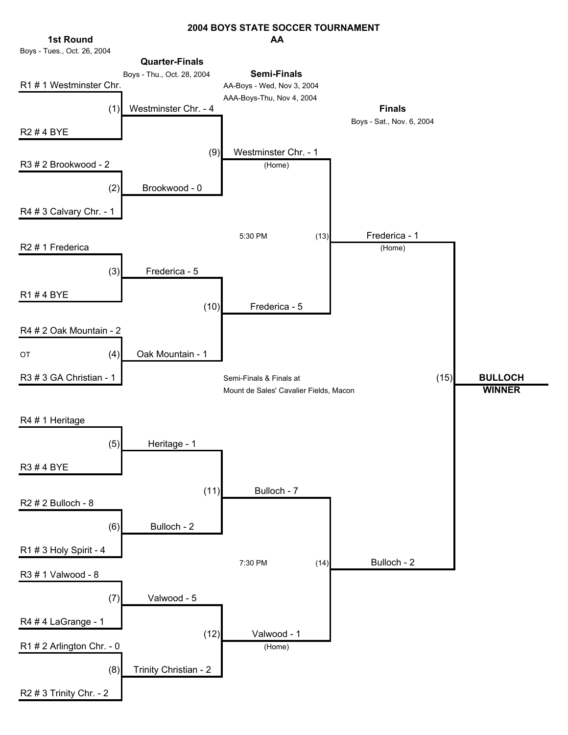# 2004 BOYS STATE SOCCER TOURNAMENT

## AA

### 1st Round
Boys - Tues., Oct. 26, 2004

- R1 # 1 Westminster Chr. vs. R2 # 4 BYE (1)
- R3 # 2 Brookwood - 2 vs. R4 # 3 Calvary Chr. - 1 (2)
- R2 # 1 Frederica vs. R1 # 4 BYE (3)
- R4 # 2 Oak Mountain - 2 vs. R3 # 3 GA Christian - 1 (4) OT
- R4 # 1 Heritage vs. R3 # 4 BYE (5)
- R2 # 2 Bulloch - 8 vs. R1 # 3 Holy Spirit - 4 (6)
- R3 # 1 Valwood - 8 vs. R4 # 4 LaGrange - 1 (7)
- R1 # 2 Arlington Chr. - 0 vs. R2 # 3 Trinity Chr. - 2 (8)

### Quarter-Finals
Boys - Thu., Oct. 28, 2004

- (9) Westminster Chr. - 4 vs. Brookwood - 0
- (10) Frederica - 5 vs. Oak Mountain - 1
- (11) Heritage - 1 vs. Bulloch - 2
- (12) Valwood - 5 vs. Trinity Christian - 2

### Semi-Finals
AA-Boys - Wed, Nov 3, 2004
AAA-Boys-Thu, Nov 4, 2004

- (13) 5:30 PM: Westminster Chr. - 1 (Home) vs. Frederica - 5
- (14) 7:30 PM: Bulloch - 7 vs. Valwood - 1 (Home)

Semi-Finals & Finals at
Mount de Sales' Cavalier Fields, Macon

### Finals
Boys - Sat., Nov. 6, 2004

- (15) Frederica - 1 (Home) vs. Bulloch - 2

**BULLOCH WINNER**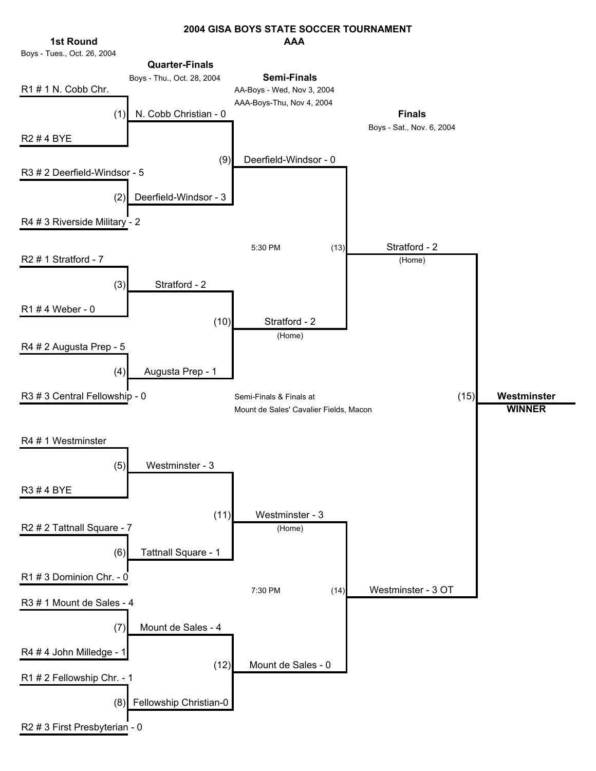# 2004 GISA BOYS STATE SOCCER TOURNAMENT
## AAA

### 1st Round
Boys - Tues., Oct. 26, 2004

- R1 # 1 N. Cobb Chr.
- R2 # 4 BYE
- R3 # 2 Deerfield-Windsor - 5
- R4 # 3 Riverside Military - 2
- R2 # 1 Stratford - 7
- R1 # 4 Weber - 0
- R4 # 2 Augusta Prep - 5
- R3 # 3 Central Fellowship - 0
- R4 # 1 Westminster
- R3 # 4 BYE
- R2 # 2 Tattnall Square - 7
- R1 # 3 Dominion Chr. - 0
- R3 # 1 Mount de Sales - 4
- R4 # 4 John Milledge - 1
- R1 # 2 Fellowship Chr. - 1
- R2 # 3 First Presbyterian - 0

### Quarter-Finals
Boys - Thu., Oct. 28, 2004

- (1) N. Cobb Christian - 0
- (2) Deerfield-Windsor - 3
- (3) Stratford - 2
- (4) Augusta Prep - 1
- (5) Westminster - 3
- (6) Tattnall Square - 1
- (7) Mount de Sales - 4
- (8) Fellowship Christian-0

### Semi-Finals
AA-Boys - Wed, Nov 3, 2004

AAA-Boys-Thu, Nov 4, 2004

- (9) Deerfield-Windsor - 0
- (10) Stratford - 2 (Home)
- (11) Westminster - 3 (Home)
- (12) Mount de Sales - 0

5:30 PM (13)

7:30 PM (14)

Semi-Finals & Finals at
Mount de Sales' Cavalier Fields, Macon

### Finals
Boys - Sat., Nov. 6, 2004

- (13) Stratford - 2 (Home)
- (14) Westminster - 3 OT

(15) **Westminster**
**WINNER**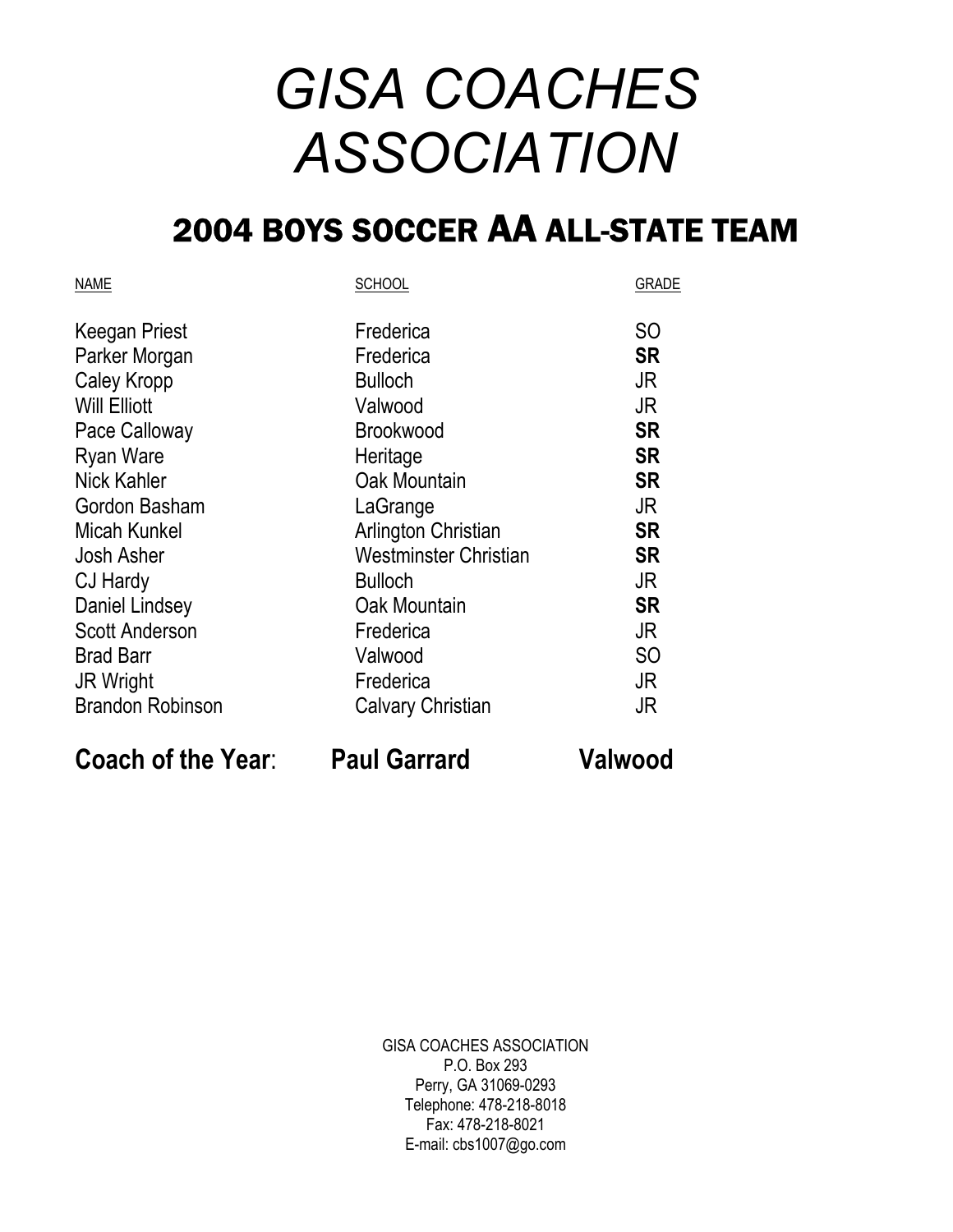# *GISA COACHES ASSOCIATION*

## 2004 BOYS SOCCER AA ALL-STATE TEAM

| NAME | SCHOOL | GRADE |
|---|---|---|
| Keegan Priest | Frederica | SO |
| Parker Morgan | Frederica | **SR** |
| Caley Kropp | Bulloch | JR |
| Will Elliott | Valwood | JR |
| Pace Calloway | Brookwood | **SR** |
| Ryan Ware | Heritage | **SR** |
| Nick Kahler | Oak Mountain | **SR** |
| Gordon Basham | LaGrange | JR |
| Micah Kunkel | Arlington Christian | **SR** |
| Josh Asher | Westminster Christian | **SR** |
| CJ Hardy | Bulloch | JR |
| Daniel Lindsey | Oak Mountain | **SR** |
| Scott Anderson | Frederica | JR |
| Brad Barr | Valwood | SO |
| JR Wright | Frederica | JR |
| Brandon Robinson | Calvary Christian | JR |

**Coach of the Year**: **Paul Garrard** **Valwood**

GISA COACHES ASSOCIATION
P.O. Box 293
Perry, GA 31069-0293
Telephone: 478-218-8018
Fax: 478-218-8021
E-mail: cbs1007@go.com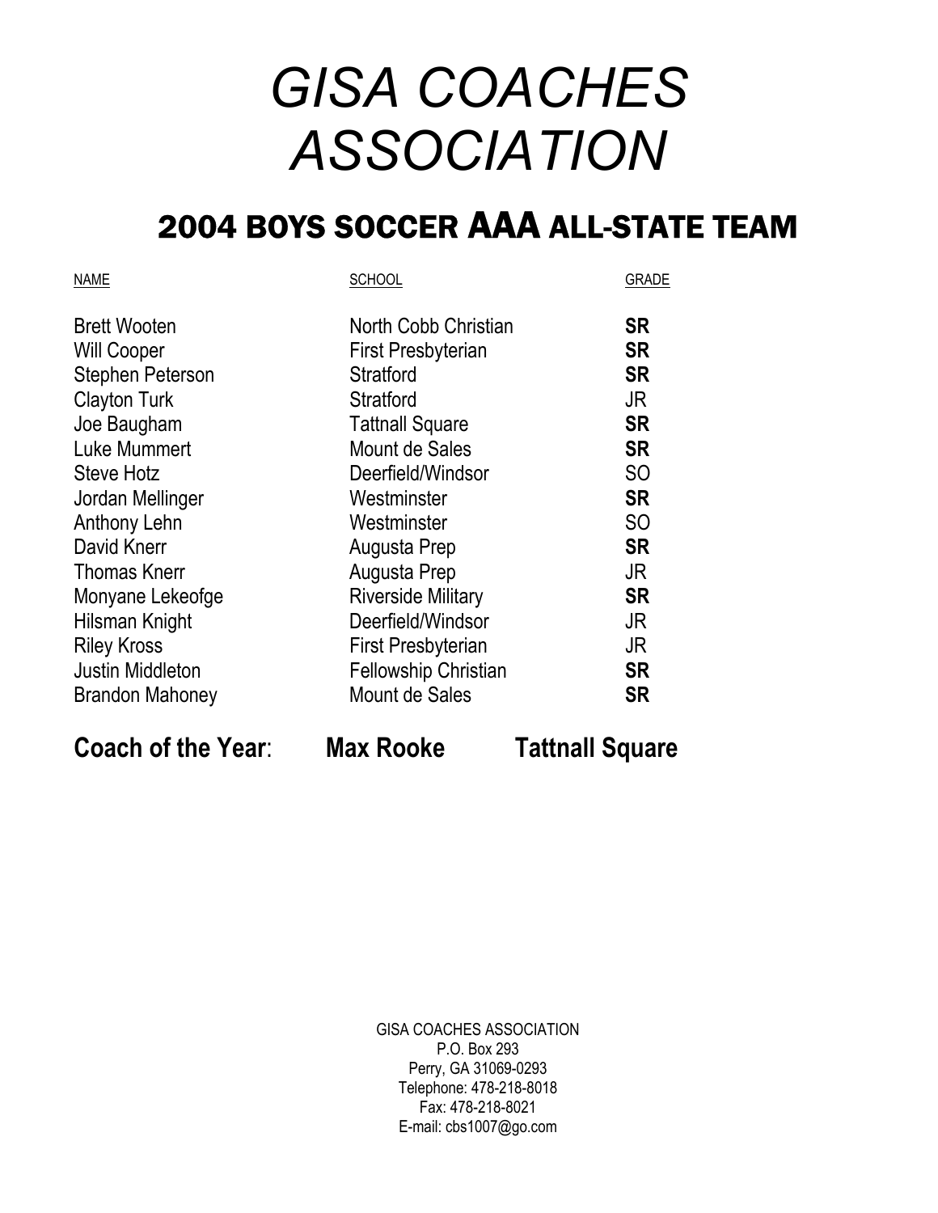# *GISA COACHES ASSOCIATION*

## 2004 BOYS SOCCER AAA ALL-STATE TEAM

| NAME | SCHOOL | GRADE |
|---|---|---|
| Brett Wooten | North Cobb Christian | **SR** |
| Will Cooper | First Presbyterian | **SR** |
| Stephen Peterson | Stratford | **SR** |
| Clayton Turk | Stratford | JR |
| Joe Baugham | Tattnall Square | **SR** |
| Luke Mummert | Mount de Sales | **SR** |
| Steve Hotz | Deerfield/Windsor | SO |
| Jordan Mellinger | Westminster | **SR** |
| Anthony Lehn | Westminster | SO |
| David Knerr | Augusta Prep | **SR** |
| Thomas Knerr | Augusta Prep | JR |
| Monyane Lekeofge | Riverside Military | **SR** |
| Hilsman Knight | Deerfield/Windsor | JR |
| Riley Kross | First Presbyterian | JR |
| Justin Middleton | Fellowship Christian | **SR** |
| Brandon Mahoney | Mount de Sales | **SR** |

**Coach of the Year**: **Max Rooke** **Tattnall Square**

GISA COACHES ASSOCIATION
P.O. Box 293
Perry, GA 31069-0293
Telephone: 478-218-8018
Fax: 478-218-8021
E-mail: cbs1007@go.com